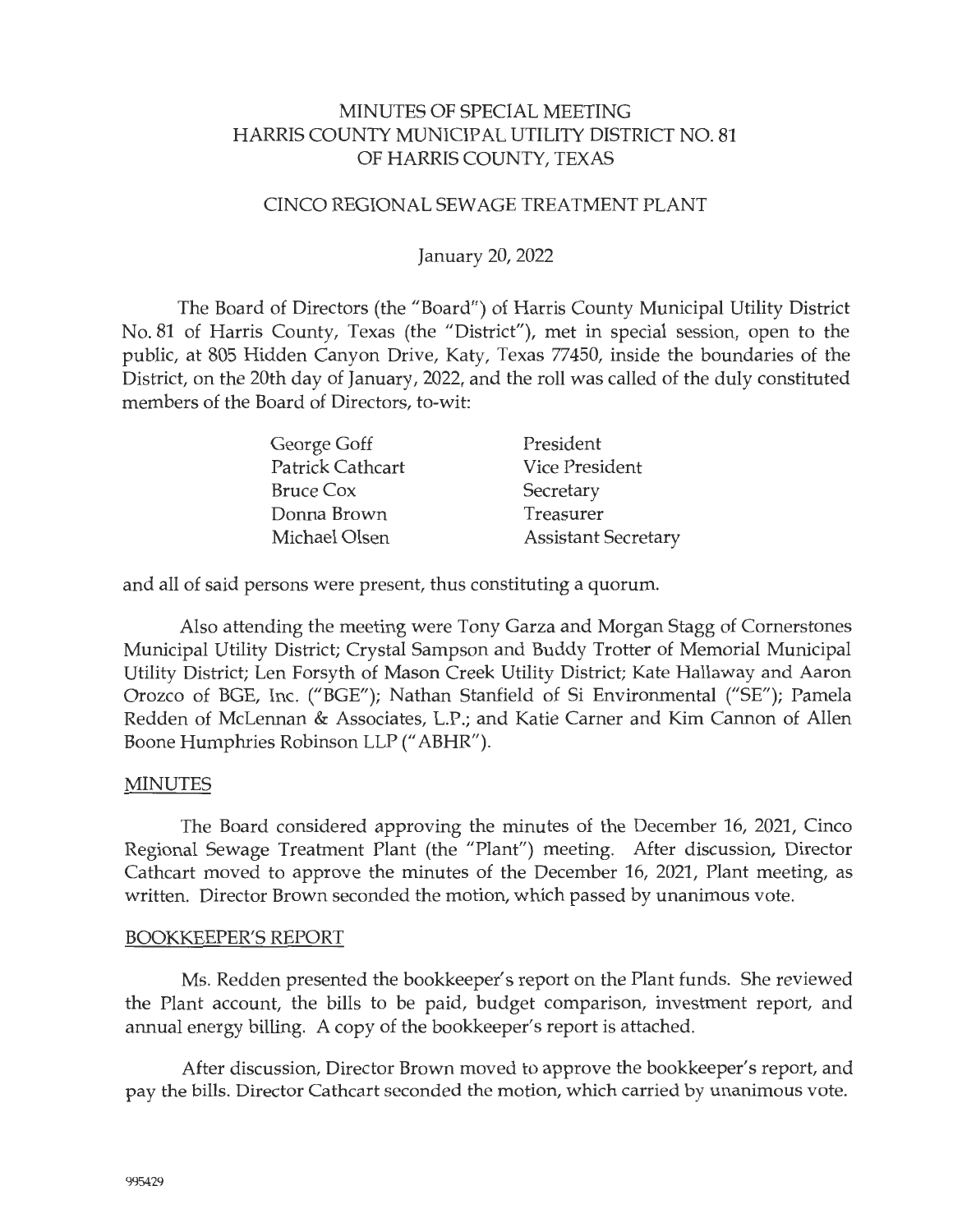# MINUTES OF SPECIAL MEETING
# HARRIS COUNTY MUNICIPAL UTILITY DISTRICT NO. 81
# OF HARRIS COUNTY, TEXAS

## CINCO REGIONAL SEWAGE TREATMENT PLANT

January 20, 2022

The Board of Directors (the "Board") of Harris County Municipal Utility District No. 81 of Harris County, Texas (the "District"), met in special session, open to the public, at 805 Hidden Canyon Drive, Katy, Texas 77450, inside the boundaries of the District, on the 20th day of January, 2022, and the roll was called of the duly constituted members of the Board of Directors, to-wit:

| | |
|---|---|
| George Goff | President |
| Patrick Cathcart | Vice President |
| Bruce Cox | Secretary |
| Donna Brown | Treasurer |
| Michael Olsen | Assistant Secretary |

and all of said persons were present, thus constituting a quorum.

Also attending the meeting were Tony Garza and Morgan Stagg of Cornerstones Municipal Utility District; Crystal Sampson and Buddy Trotter of Memorial Municipal Utility District; Len Forsyth of Mason Creek Utility District; Kate Hallaway and Aaron Orozco of BGE, Inc. ("BGE"); Nathan Stanfield of Si Environmental ("SE"); Pamela Redden of McLennan & Associates, L.P.; and Katie Carner and Kim Cannon of Allen Boone Humphries Robinson LLP ("ABHR").

### MINUTES

The Board considered approving the minutes of the December 16, 2021, Cinco Regional Sewage Treatment Plant (the "Plant") meeting. After discussion, Director Cathcart moved to approve the minutes of the December 16, 2021, Plant meeting, as written. Director Brown seconded the motion, which passed by unanimous vote.

### BOOKKEEPER'S REPORT

Ms. Redden presented the bookkeeper's report on the Plant funds. She reviewed the Plant account, the bills to be paid, budget comparison, investment report, and annual energy billing. A copy of the bookkeeper's report is attached.

After discussion, Director Brown moved to approve the bookkeeper's report, and pay the bills. Director Cathcart seconded the motion, which carried by unanimous vote.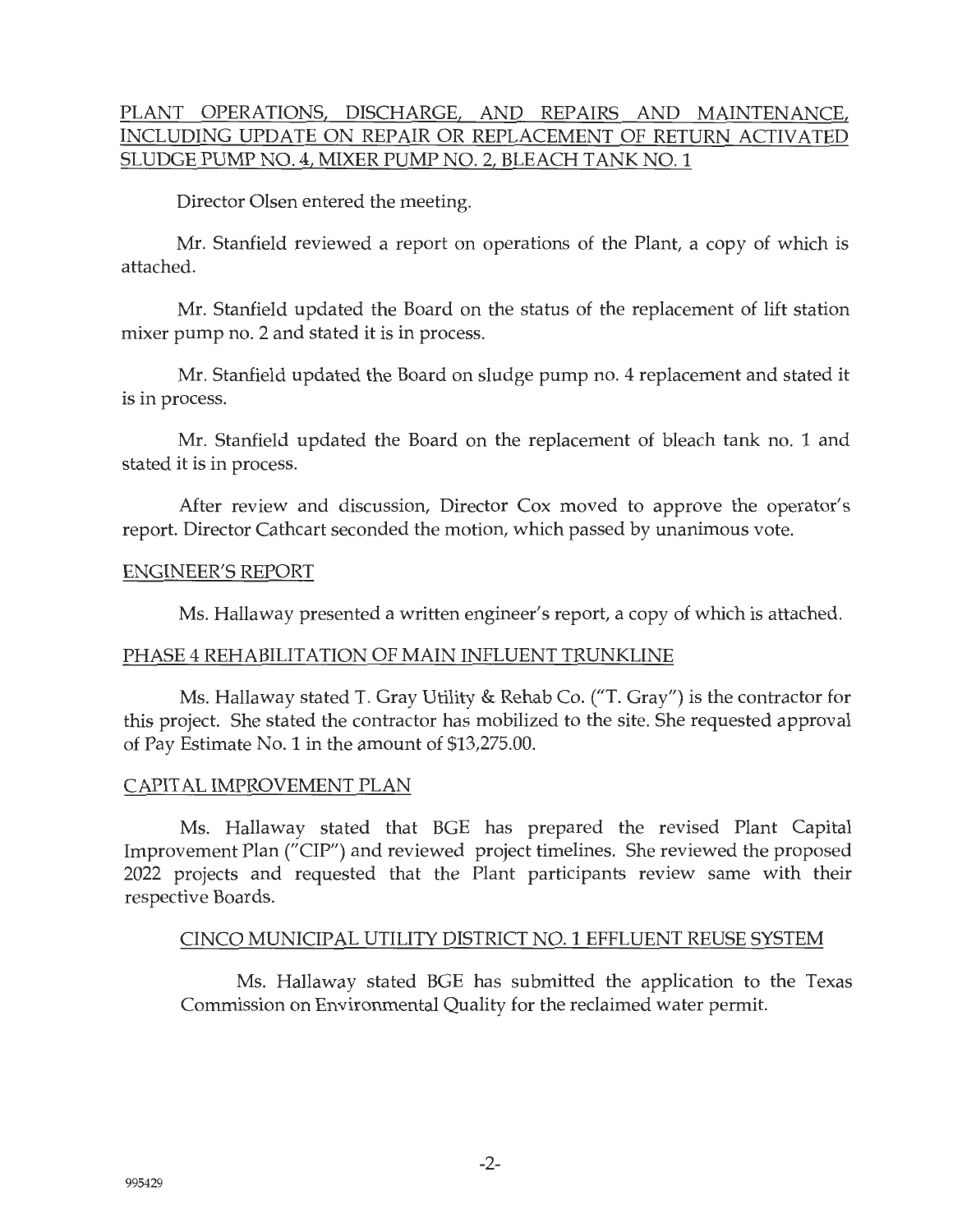## PLANT OPERATIONS, DISCHARGE, AND REPAIRS AND MAINTENANCE, INCLUDING UPDATE ON REPAIR OR REPLACEMENT OF RETURN ACTIVATED SLUDGE PUMP NO. 4, MIXER PUMP NO. 2, BLEACH TANK NO. 1

Director Olsen entered the meeting.

Mr. Stanfield reviewed a report on operations of the Plant, a copy of which is attached.

Mr. Stanfield updated the Board on the status of the replacement of lift station mixer pump no. 2 and stated it is in process.

Mr. Stanfield updated the Board on sludge pump no. 4 replacement and stated it is in process.

Mr. Stanfield updated the Board on the replacement of bleach tank no. 1 and stated it is in process.

After review and discussion, Director Cox moved to approve the operator's report. Director Cathcart seconded the motion, which passed by unanimous vote.

## ENGINEER'S REPORT

Ms. Hallaway presented a written engineer's report, a copy of which is attached.

## PHASE 4 REHABILITATION OF MAIN INFLUENT TRUNKLINE

Ms. Hallaway stated T. Gray Utility & Rehab Co. ("T. Gray") is the contractor for this project. She stated the contractor has mobilized to the site. She requested approval of Pay Estimate No. 1 in the amount of $13,275.00.

## CAPITAL IMPROVEMENT PLAN

Ms. Hallaway stated that BGE has prepared the revised Plant Capital Improvement Plan ("CIP") and reviewed project timelines. She reviewed the proposed 2022 projects and requested that the Plant participants review same with their respective Boards.

### CINCO MUNICIPAL UTILITY DISTRICT NO. 1 EFFLUENT REUSE SYSTEM

Ms. Hallaway stated BGE has submitted the application to the Texas Commission on Environmental Quality for the reclaimed water permit.

995429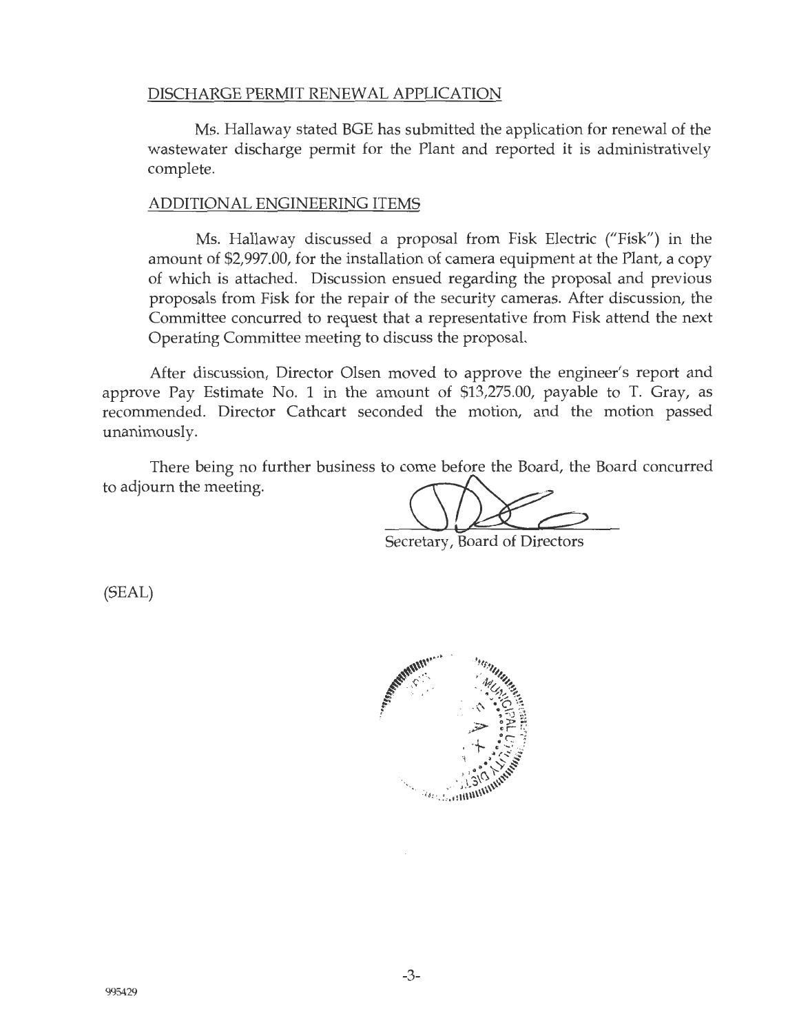## DISCHARGE PERMIT RENEWAL APPLICATION

Ms. Hallaway stated BGE has submitted the application for renewal of the wastewater discharge permit for the Plant and reported it is administratively complete.

## ADDITIONAL ENGINEERING ITEMS

Ms. Hallaway discussed a proposal from Fisk Electric ("Fisk") in the amount of $2,997.00, for the installation of camera equipment at the Plant, a copy of which is attached. Discussion ensued regarding the proposal and previous proposals from Fisk for the repair of the security cameras. After discussion, the Committee concurred to request that a representative from Fisk attend the next Operating Committee meeting to discuss the proposal.

After discussion, Director Olsen moved to approve the engineer's report and approve Pay Estimate No. 1 in the amount of $13,275.00, payable to T. Gray, as recommended. Director Cathcart seconded the motion, and the motion passed unanimously.

There being no further business to come before the Board, the Board concurred to adjourn the meeting.

Secretary, Board of Directors

(SEAL)

995429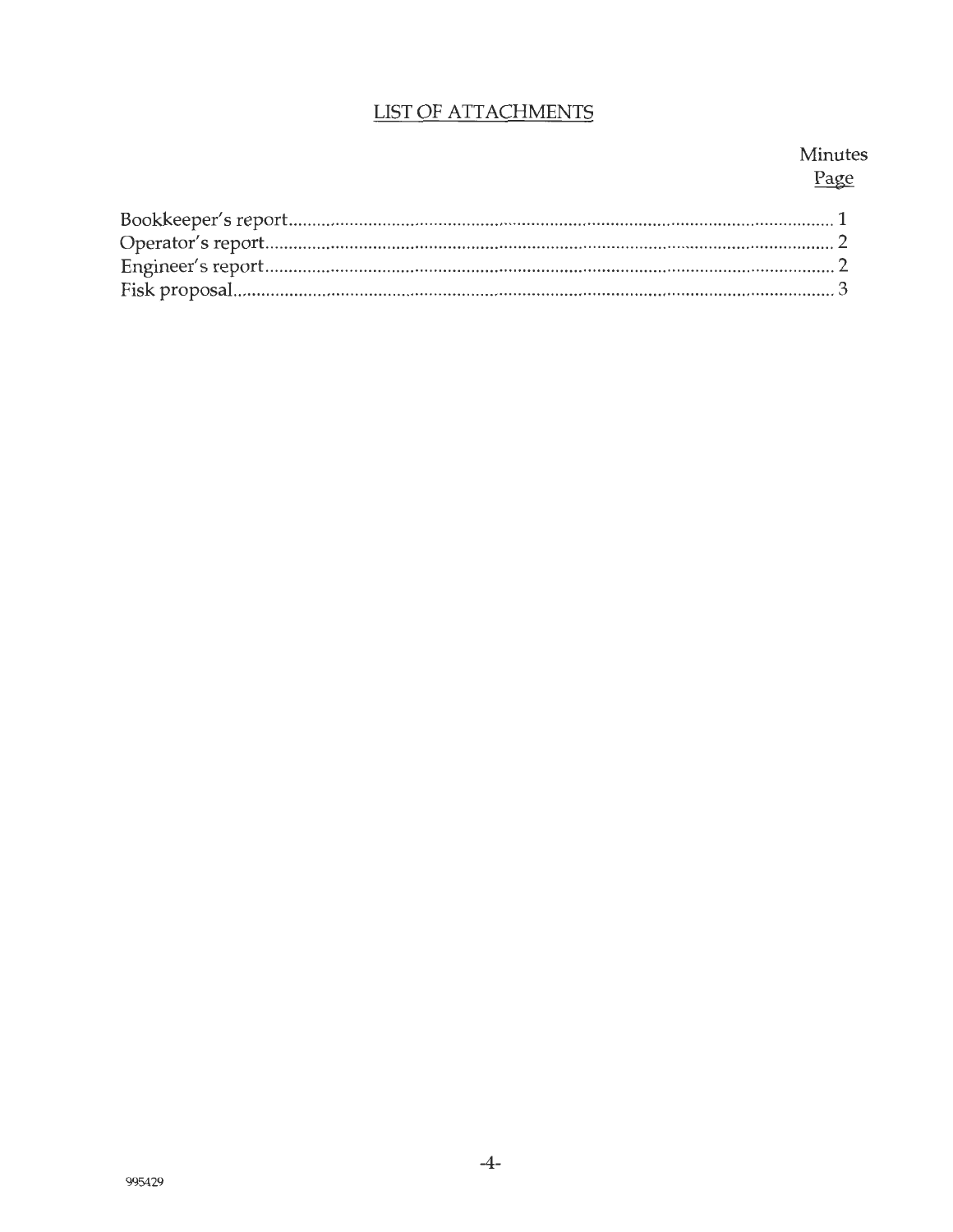## LIST OF ATTACHMENTS

| | Minutes Page |
|---|---|
| Bookkeeper's report | 1 |
| Operator's report | 2 |
| Engineer's report | 2 |
| Fisk proposal | 3 |

995429